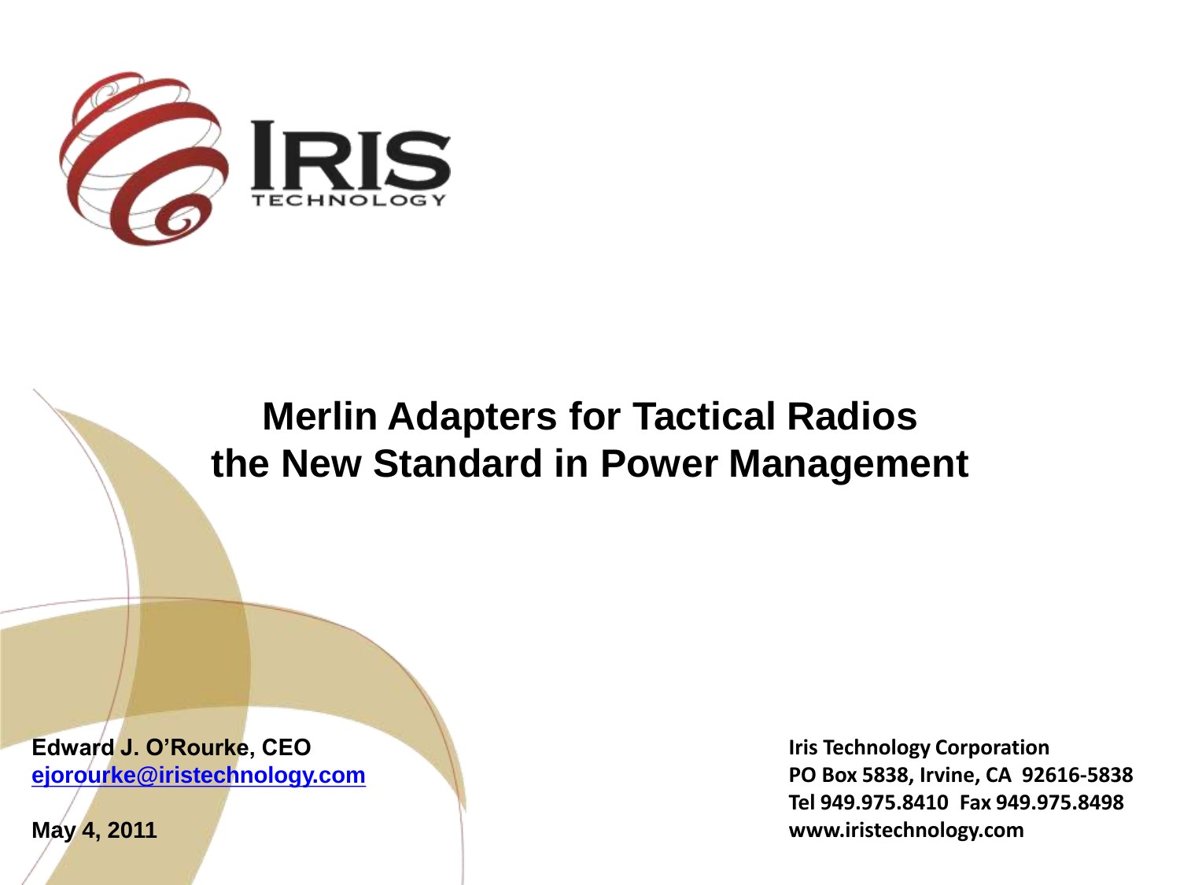IRIS TECHNOLOGY

# Merlin Adapters for Tactical Radios the New Standard in Power Management

**Edward J. O'Rourke, CEO**
[ejorourke@iristechnology.com](mailto:ejorourke@iristechnology.com)

**May 4, 2011**

**Iris Technology Corporation**
**PO Box 5838, Irvine, CA 92616-5838**
**Tel 949.975.8410 Fax 949.975.8498**
**www.iristechnology.com**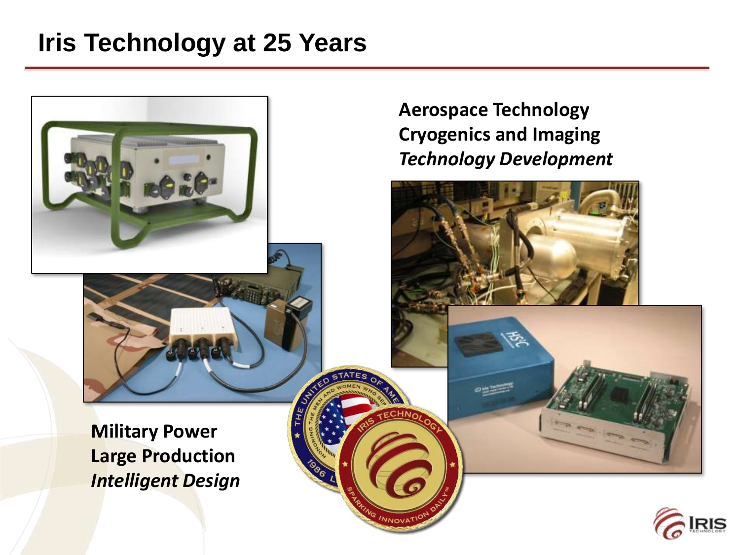# Iris Technology at 25 Years

**Aerospace Technology**
**Cryogenics and Imaging**
***Technology Development***

**Military Power**
**Large Production**
***Intelligent Design***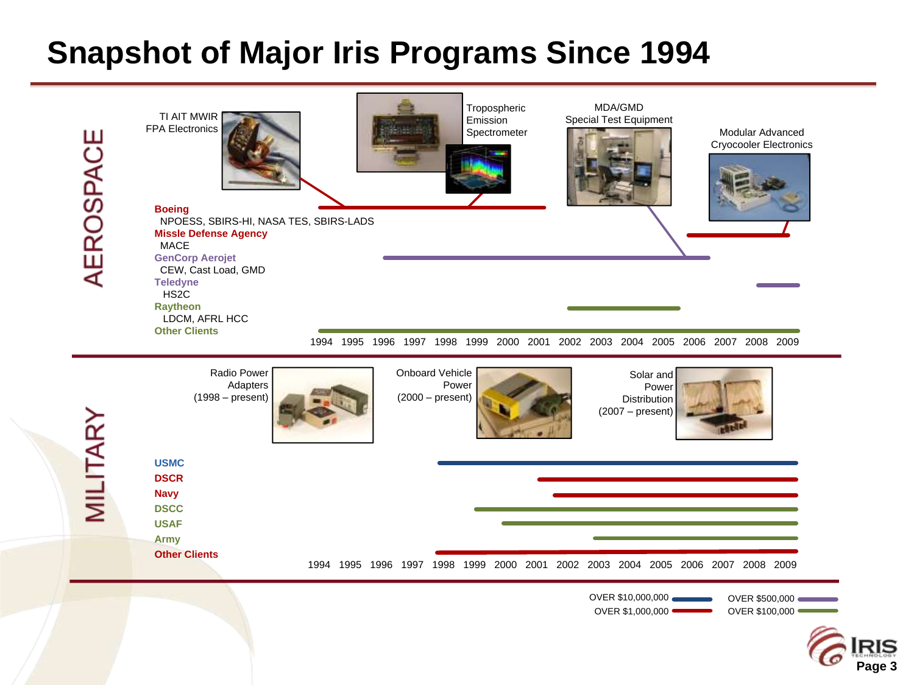# Snapshot of Major Iris Programs Since 1994

## AEROSPACE

TI AIT MWIR FPA Electronics

Tropospheric Emission Spectrometer

MDA/GMD Special Test Equipment

Modular Advanced Cryocooler Electronics

**Boeing**
NPOESS, SBIRS-HI, NASA TES, SBIRS-LADS

**Missle Defense Agency**
MACE

**GenCorp Aerojet**
CEW, Cast Load, GMD

**Teledyne**
HS2C

**Raytheon**
LDCM, AFRL HCC

**Other Clients**

1994 1995 1996 1997 1998 1999 2000 2001 2002 2003 2004 2005 2006 2007 2008 2009

## MILITARY

Radio Power Adapters (1998 – present)

Onboard Vehicle Power (2000 – present)

Solar and Power Distribution (2007 – present)

**USMC**

**DSCR**

**Navy**

**DSCC**

**USAF**

**Army**

**Other Clients**

1994 1995 1996 1997 1998 1999 2000 2001 2002 2003 2004 2005 2006 2007 2008 2009

OVER $10,000,000
OVER $1,000,000
OVER $500,000
OVER $100,000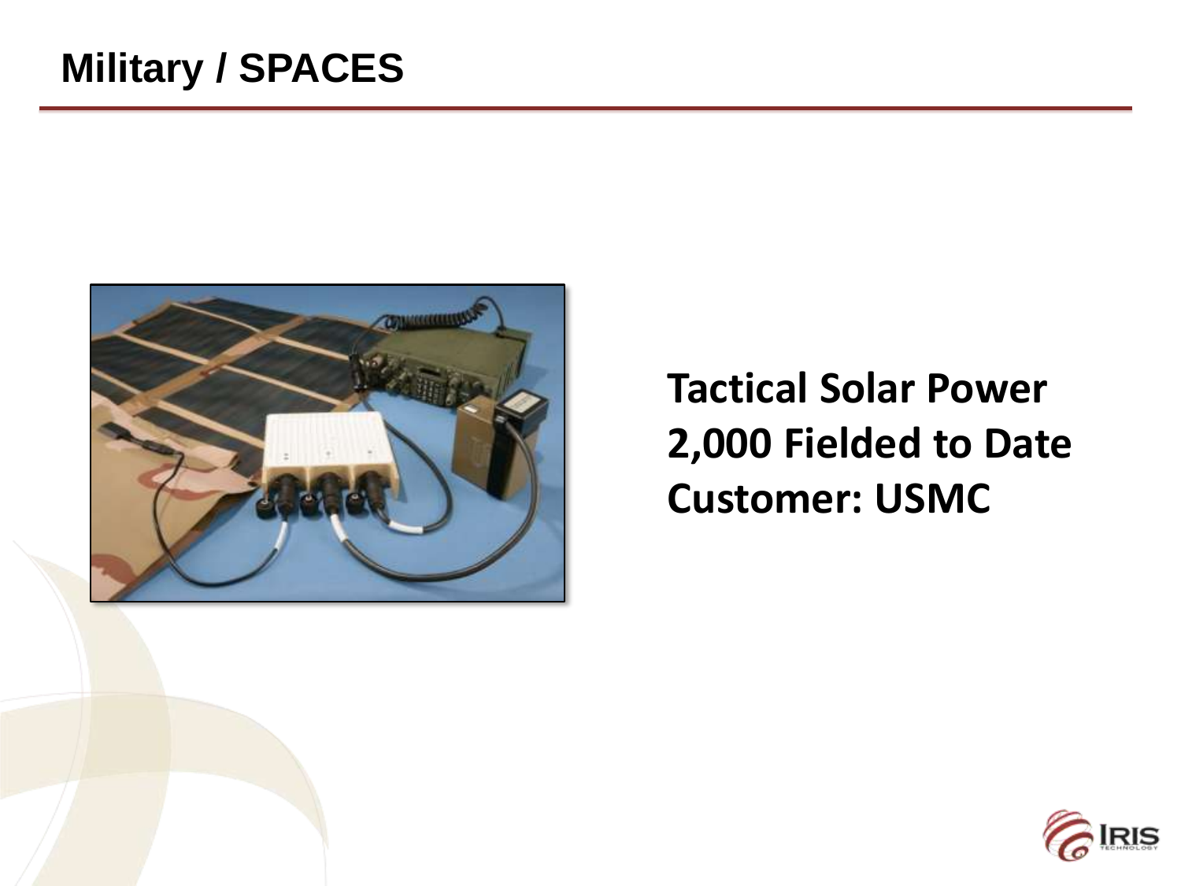# Military / SPACES

**Tactical Solar Power**
**2,000 Fielded to Date**
**Customer: USMC**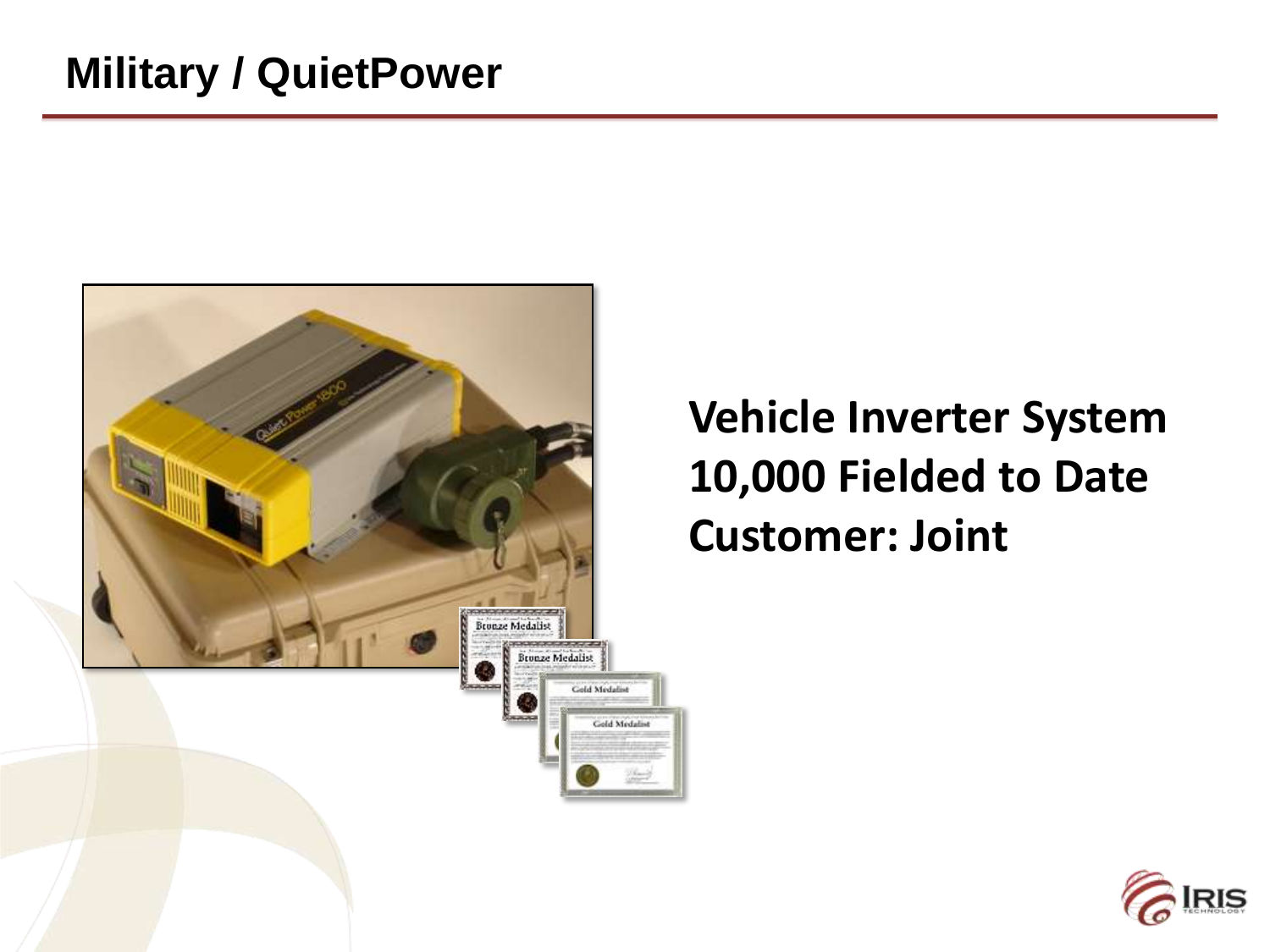# Military / QuietPower

**Vehicle Inverter System**
**10,000 Fielded to Date**
**Customer: Joint**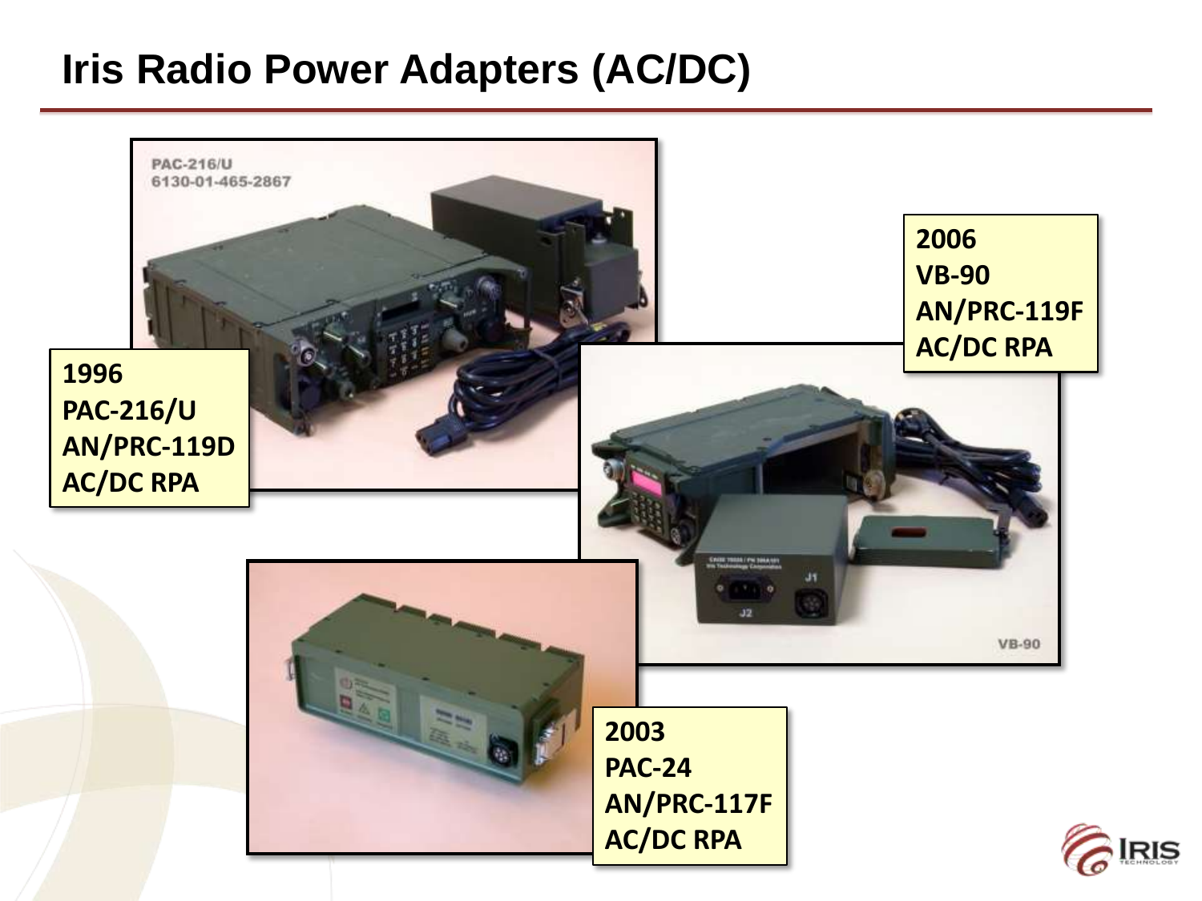# Iris Radio Power Adapters (AC/DC)

**1996**
**PAC-216/U**
**AN/PRC-119D**
**AC/DC RPA**

**2006**
**VB-90**
**AN/PRC-119F**
**AC/DC RPA**

**2003**
**PAC-24**
**AN/PRC-117F**
**AC/DC RPA**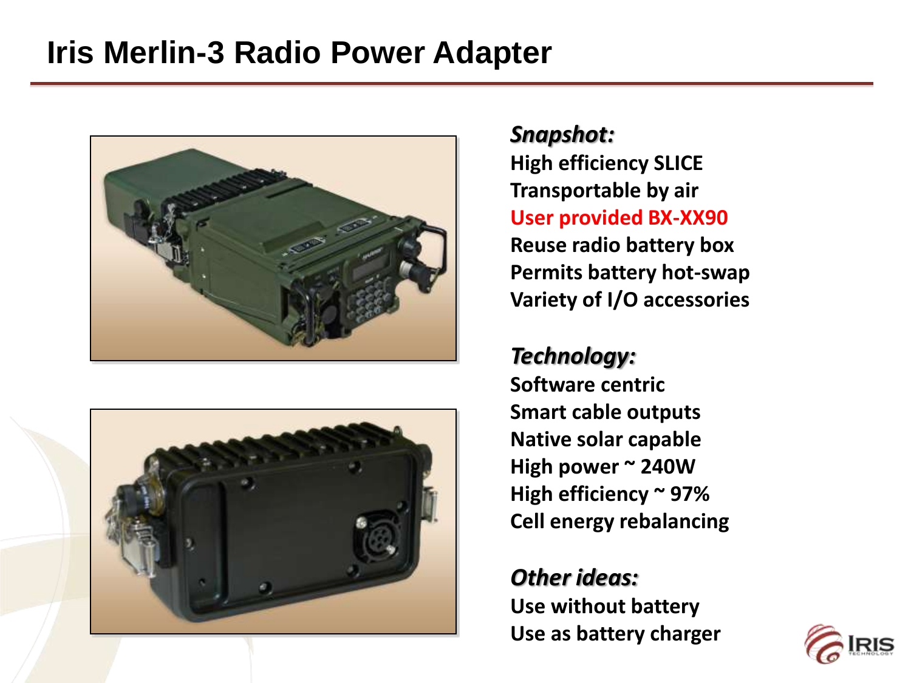# Iris Merlin-3 Radio Power Adapter

***Snapshot:***

**High efficiency SLICE**
**Transportable by air**
**User provided BX-XX90**
**Reuse radio battery box**
**Permits battery hot-swap**
**Variety of I/O accessories**

***Technology:***

**Software centric**
**Smart cable outputs**
**Native solar capable**
**High power ~ 240W**
**High efficiency ~ 97%**
**Cell energy rebalancing**

***Other ideas:***

**Use without battery**
**Use as battery charger**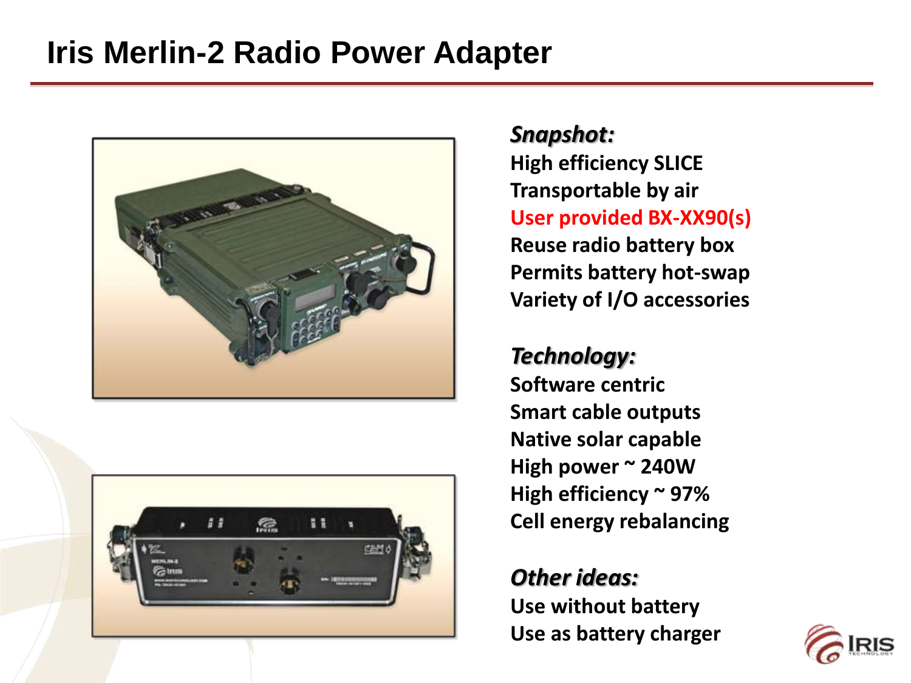# Iris Merlin-2 Radio Power Adapter

***Snapshot:***

**High efficiency SLICE**
**Transportable by air**
**User provided BX-XX90(s)**
**Reuse radio battery box**
**Permits battery hot-swap**
**Variety of I/O accessories**

***Technology:***

**Software centric**
**Smart cable outputs**
**Native solar capable**
**High power ~ 240W**
**High efficiency ~ 97%**
**Cell energy rebalancing**

***Other ideas:***

**Use without battery**
**Use as battery charger**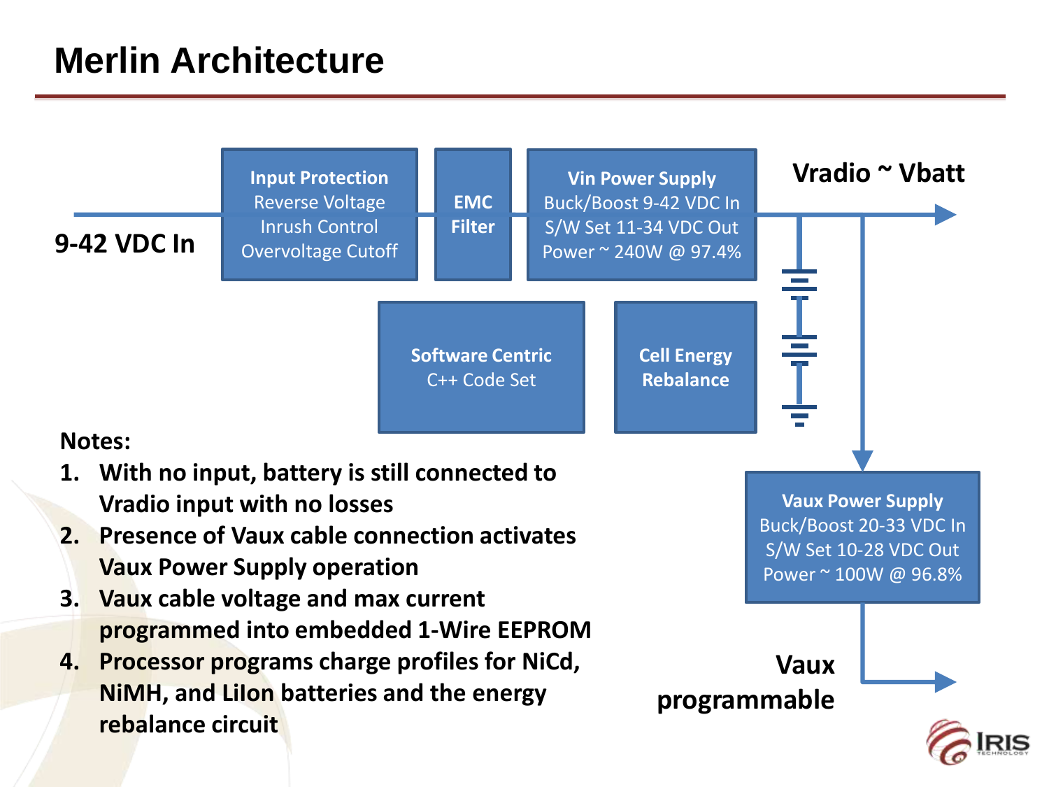# Merlin Architecture

9-42 VDC In

**Input Protection**
Reverse Voltage
Inrush Control
Overvoltage Cutoff

**EMC Filter**

**Vin Power Supply**
Buck/Boost 9-42 VDC In
S/W Set 11-34 VDC Out
Power ~ 240W @ 97.4%

**Vradio ~ Vbatt**

**Software Centric**
C++ Code Set

**Cell Energy Rebalance**

**Vaux Power Supply**
Buck/Boost 20-33 VDC In
S/W Set 10-28 VDC Out
Power ~ 100W @ 96.8%

**Vaux programmable**

**Notes:**

1. **With no input, battery is still connected to Vradio input with no losses**
2. **Presence of Vaux cable connection activates Vaux Power Supply operation**
3. **Vaux cable voltage and max current programmed into embedded 1-Wire EEPROM**
4. **Processor programs charge profiles for NiCd, NiMH, and LiIon batteries and the energy rebalance circuit**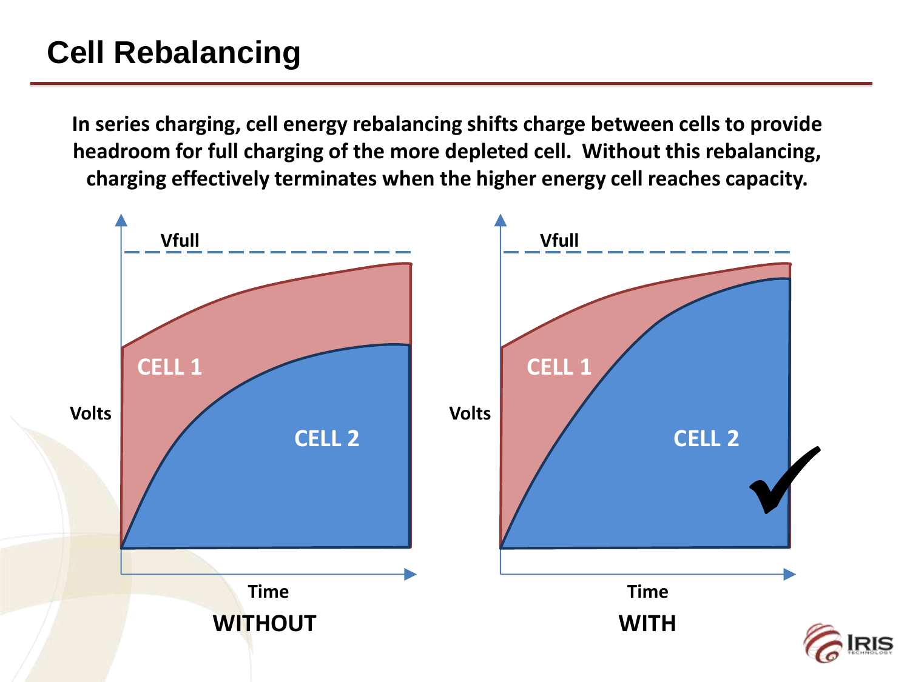# Cell Rebalancing

**In series charging, cell energy rebalancing shifts charge between cells to provide headroom for full charging of the more depleted cell. Without this rebalancing, charging effectively terminates when the higher energy cell reaches capacity.**

Vfull

CELL 1

CELL 2

Volts

Time

**WITHOUT**

Vfull

CELL 1

CELL 2

Volts

Time

**WITH**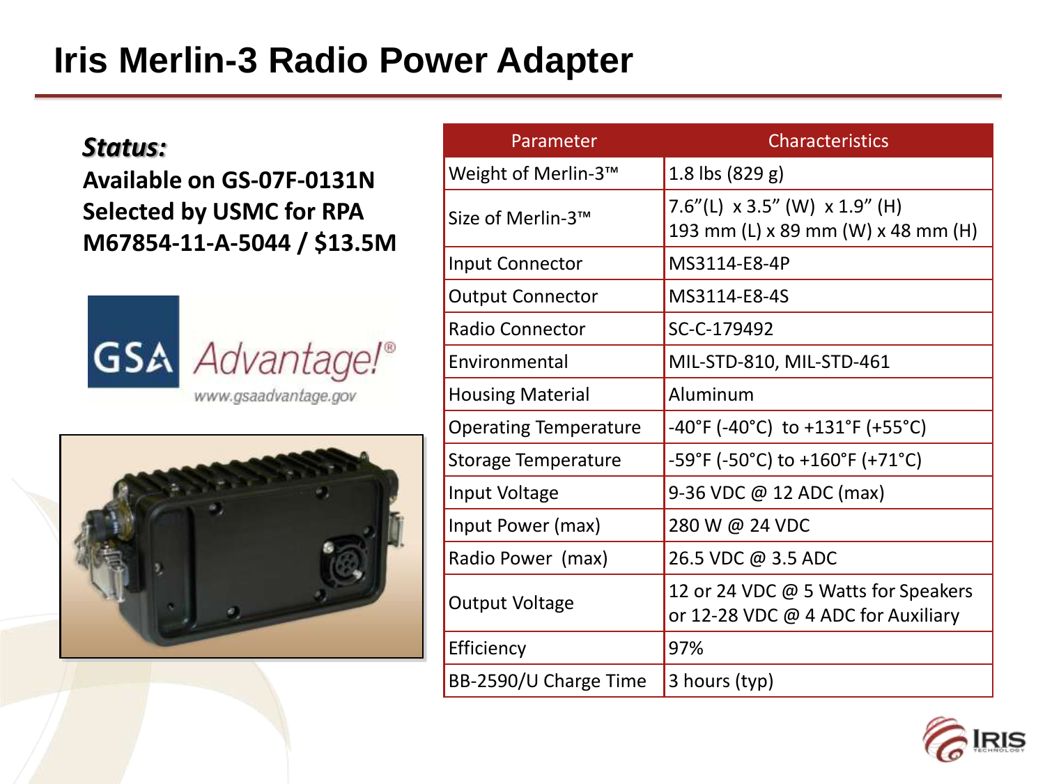# Iris Merlin-3 Radio Power Adapter

***Status:***

**Available on GS-07F-0131N**
**Selected by USMC for RPA**
**M67854-11-A-5044 / $13.5M**

GSA Advantage!®
www.gsaadvantage.gov

| Parameter | Characteristics |
| --- | --- |
| Weight of Merlin-3™ | 1.8 lbs (829 g) |
| Size of Merlin-3™ | 7.6”(L) x 3.5” (W) x 1.9” (H)<br>193 mm (L) x 89 mm (W) x 48 mm (H) |
| Input Connector | MS3114-E8-4P |
| Output Connector | MS3114-E8-4S |
| Radio Connector | SC-C-179492 |
| Environmental | MIL-STD-810, MIL-STD-461 |
| Housing Material | Aluminum |
| Operating Temperature | -40°F (-40°C) to +131°F (+55°C) |
| Storage Temperature | -59°F (-50°C) to +160°F (+71°C) |
| Input Voltage | 9-36 VDC @ 12 ADC (max) |
| Input Power (max) | 280 W @ 24 VDC |
| Radio Power (max) | 26.5 VDC @ 3.5 ADC |
| Output Voltage | 12 or 24 VDC @ 5 Watts for Speakers<br>or 12-28 VDC @ 4 ADC for Auxiliary |
| Efficiency | 97% |
| BB-2590/U Charge Time | 3 hours (typ) |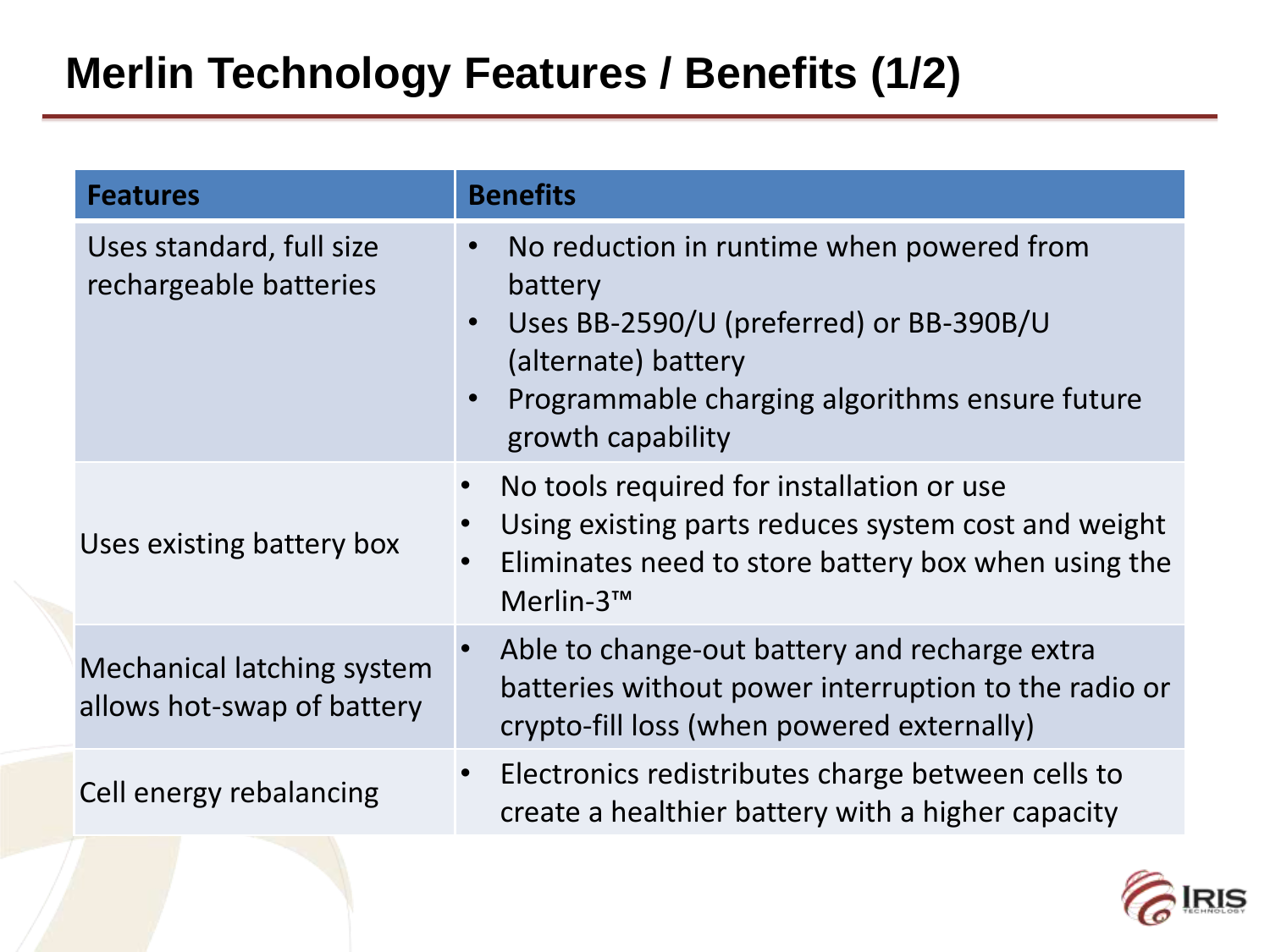# Merlin Technology Features / Benefits (1/2)

| Features | Benefits |
| --- | --- |
| Uses standard, full size rechargeable batteries | • No reduction in runtime when powered from battery<br>• Uses BB-2590/U (preferred) or BB-390B/U (alternate) battery<br>• Programmable charging algorithms ensure future growth capability |
| Uses existing battery box | • No tools required for installation or use<br>• Using existing parts reduces system cost and weight<br>• Eliminates need to store battery box when using the Merlin-3™ |
| Mechanical latching system allows hot-swap of battery | • Able to change-out battery and recharge extra batteries without power interruption to the radio or crypto-fill loss (when powered externally) |
| Cell energy rebalancing | • Electronics redistributes charge between cells to create a healthier battery with a higher capacity |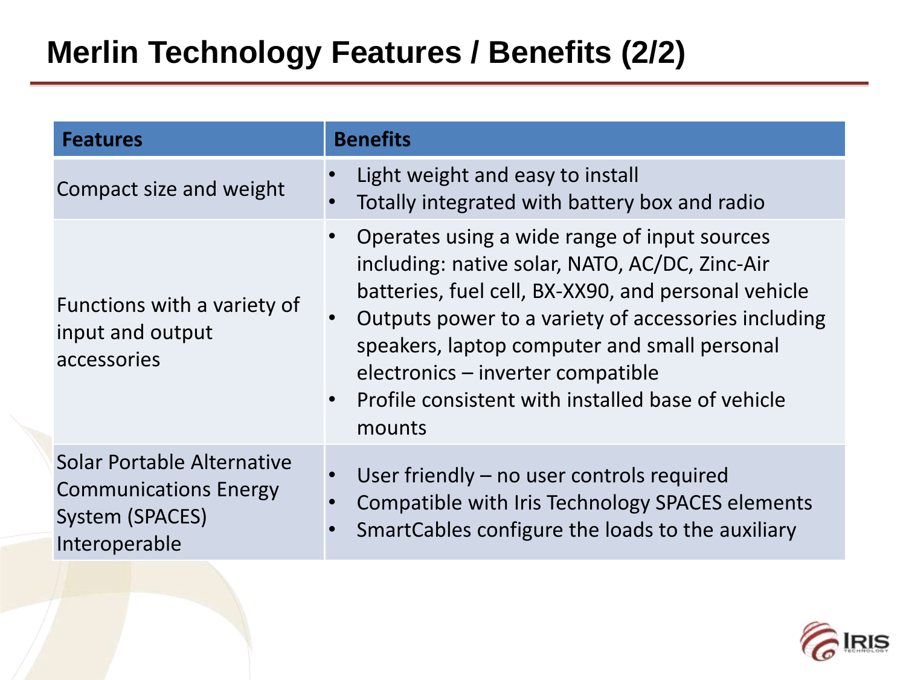# Merlin Technology Features / Benefits (2/2)

| Features | Benefits |
| --- | --- |
| Compact size and weight | • Light weight and easy to install<br>• Totally integrated with battery box and radio |
| Functions with a variety of input and output accessories | • Operates using a wide range of input sources including: native solar, NATO, AC/DC, Zinc-Air batteries, fuel cell, BX-XX90, and personal vehicle<br>• Outputs power to a variety of accessories including speakers, laptop computer and small personal electronics – inverter compatible<br>• Profile consistent with installed base of vehicle mounts |
| Solar Portable Alternative Communications Energy System (SPACES) Interoperable | • User friendly – no user controls required<br>• Compatible with Iris Technology SPACES elements<br>• SmartCables configure the loads to the auxiliary |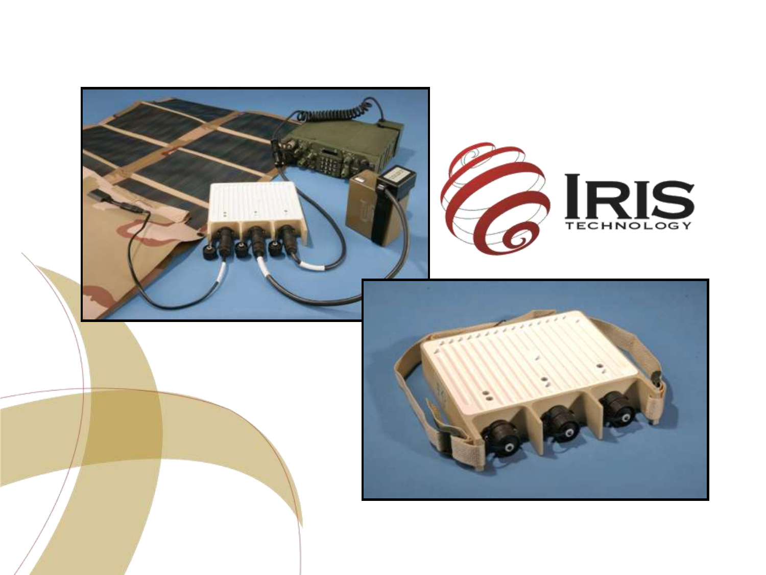IRIS

TECHNOLOGY